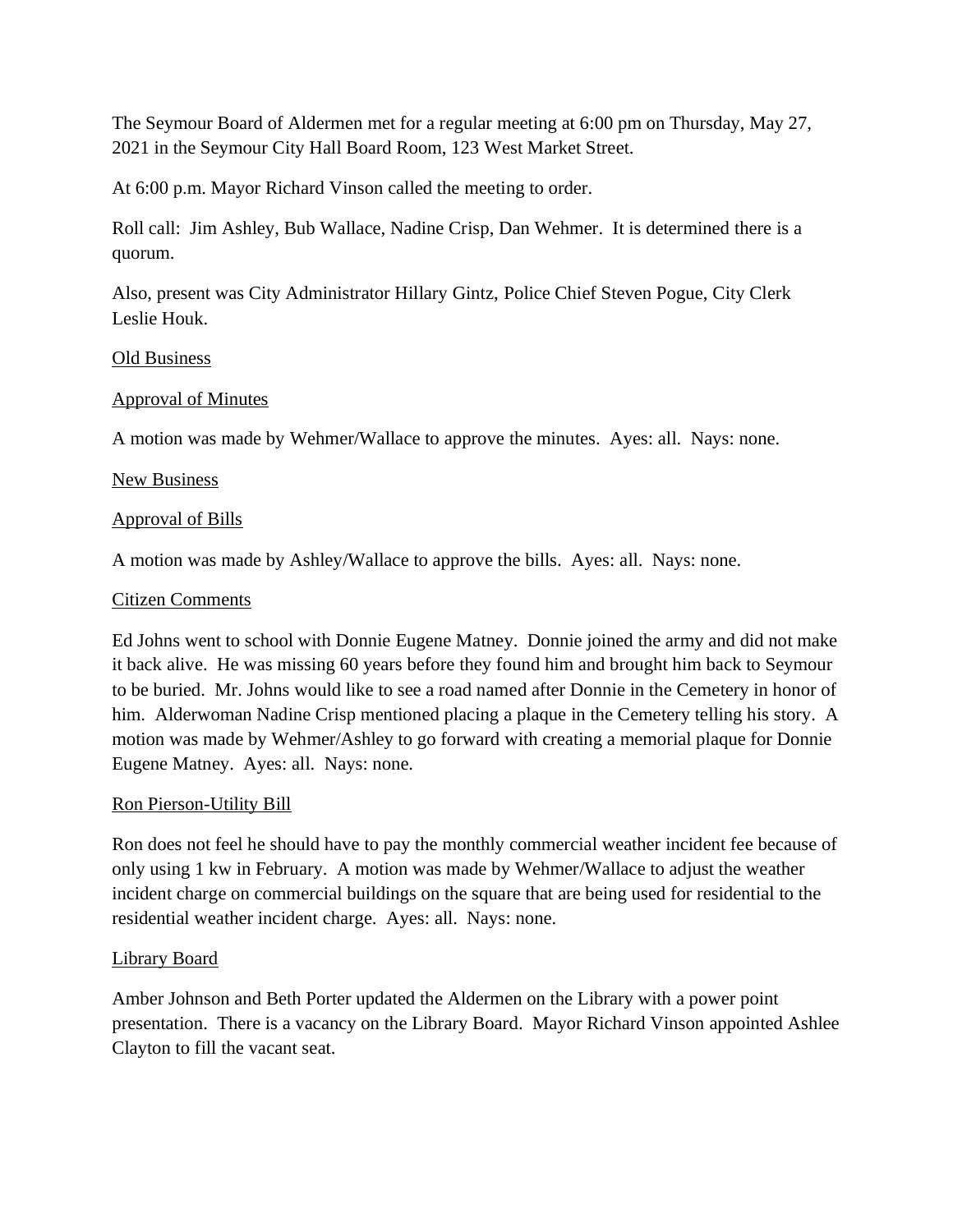The Seymour Board of Aldermen met for a regular meeting at 6:00 pm on Thursday, May 27, 2021 in the Seymour City Hall Board Room, 123 West Market Street.

At 6:00 p.m. Mayor Richard Vinson called the meeting to order.

Roll call: Jim Ashley, Bub Wallace, Nadine Crisp, Dan Wehmer. It is determined there is a quorum.

Also, present was City Administrator Hillary Gintz, Police Chief Steven Pogue, City Clerk Leslie Houk.

<u>Old Business</u>

<u>Approval of Minutes</u>

A motion was made by Wehmer/Wallace to approve the minutes. Ayes: all. Nays: none.

<u>New Business</u>

<u>Approval of Bills</u>

A motion was made by Ashley/Wallace to approve the bills. Ayes: all. Nays: none.

<u>Citizen Comments</u>

Ed Johns went to school with Donnie Eugene Matney. Donnie joined the army and did not make it back alive. He was missing 60 years before they found him and brought him back to Seymour to be buried. Mr. Johns would like to see a road named after Donnie in the Cemetery in honor of him. Alderwoman Nadine Crisp mentioned placing a plaque in the Cemetery telling his story. A motion was made by Wehmer/Ashley to go forward with creating a memorial plaque for Donnie Eugene Matney. Ayes: all. Nays: none.

<u>Ron Pierson-Utility Bill</u>

Ron does not feel he should have to pay the monthly commercial weather incident fee because of only using 1 kw in February. A motion was made by Wehmer/Wallace to adjust the weather incident charge on commercial buildings on the square that are being used for residential to the residential weather incident charge. Ayes: all. Nays: none.

<u>Library Board</u>

Amber Johnson and Beth Porter updated the Aldermen on the Library with a power point presentation. There is a vacancy on the Library Board. Mayor Richard Vinson appointed Ashlee Clayton to fill the vacant seat.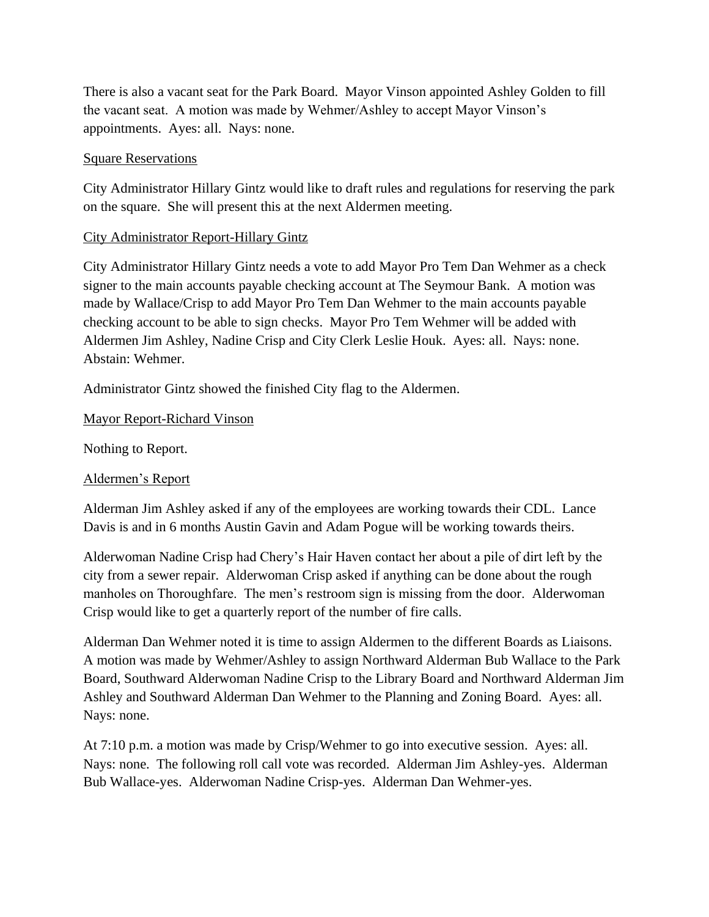There is also a vacant seat for the Park Board. Mayor Vinson appointed Ashley Golden to fill the vacant seat. A motion was made by Wehmer/Ashley to accept Mayor Vinson's appointments. Ayes: all. Nays: none.

<u>Square Reservations</u>

City Administrator Hillary Gintz would like to draft rules and regulations for reserving the park on the square. She will present this at the next Aldermen meeting.

<u>City Administrator Report-Hillary Gintz</u>

City Administrator Hillary Gintz needs a vote to add Mayor Pro Tem Dan Wehmer as a check signer to the main accounts payable checking account at The Seymour Bank. A motion was made by Wallace/Crisp to add Mayor Pro Tem Dan Wehmer to the main accounts payable checking account to be able to sign checks. Mayor Pro Tem Wehmer will be added with Aldermen Jim Ashley, Nadine Crisp and City Clerk Leslie Houk. Ayes: all. Nays: none. Abstain: Wehmer.

Administrator Gintz showed the finished City flag to the Aldermen.

<u>Mayor Report-Richard Vinson</u>

Nothing to Report.

<u>Aldermen's Report</u>

Alderman Jim Ashley asked if any of the employees are working towards their CDL. Lance Davis is and in 6 months Austin Gavin and Adam Pogue will be working towards theirs.

Alderwoman Nadine Crisp had Chery's Hair Haven contact her about a pile of dirt left by the city from a sewer repair. Alderwoman Crisp asked if anything can be done about the rough manholes on Thoroughfare. The men's restroom sign is missing from the door. Alderwoman Crisp would like to get a quarterly report of the number of fire calls.

Alderman Dan Wehmer noted it is time to assign Aldermen to the different Boards as Liaisons. A motion was made by Wehmer/Ashley to assign Northward Alderman Bub Wallace to the Park Board, Southward Alderwoman Nadine Crisp to the Library Board and Northward Alderman Jim Ashley and Southward Alderman Dan Wehmer to the Planning and Zoning Board. Ayes: all. Nays: none.

At 7:10 p.m. a motion was made by Crisp/Wehmer to go into executive session. Ayes: all. Nays: none. The following roll call vote was recorded. Alderman Jim Ashley-yes. Alderman Bub Wallace-yes. Alderwoman Nadine Crisp-yes. Alderman Dan Wehmer-yes.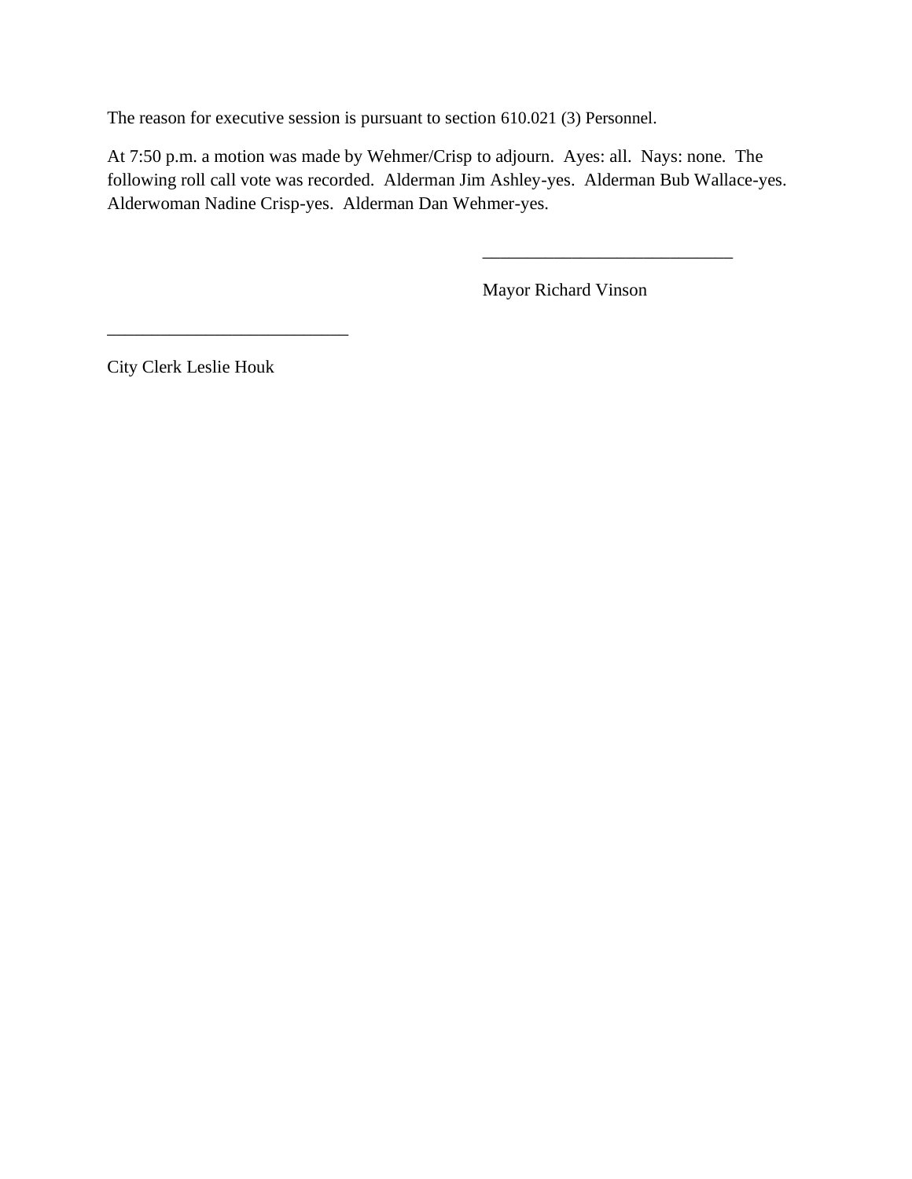The reason for executive session is pursuant to section 610.021 (3) Personnel.

At 7:50 p.m. a motion was made by Wehmer/Crisp to adjourn. Ayes: all. Nays: none. The following roll call vote was recorded. Alderman Jim Ashley-yes. Alderman Bub Wallace-yes. Alderwoman Nadine Crisp-yes. Alderman Dan Wehmer-yes.

\_\_\_\_\_\_\_\_\_\_\_\_\_\_\_\_\_\_\_\_\_\_\_\_\_\_\_\_

Mayor Richard Vinson

\_\_\_\_\_\_\_\_\_\_\_\_\_\_\_\_\_\_\_\_\_\_\_\_\_\_\_\_

City Clerk Leslie Houk